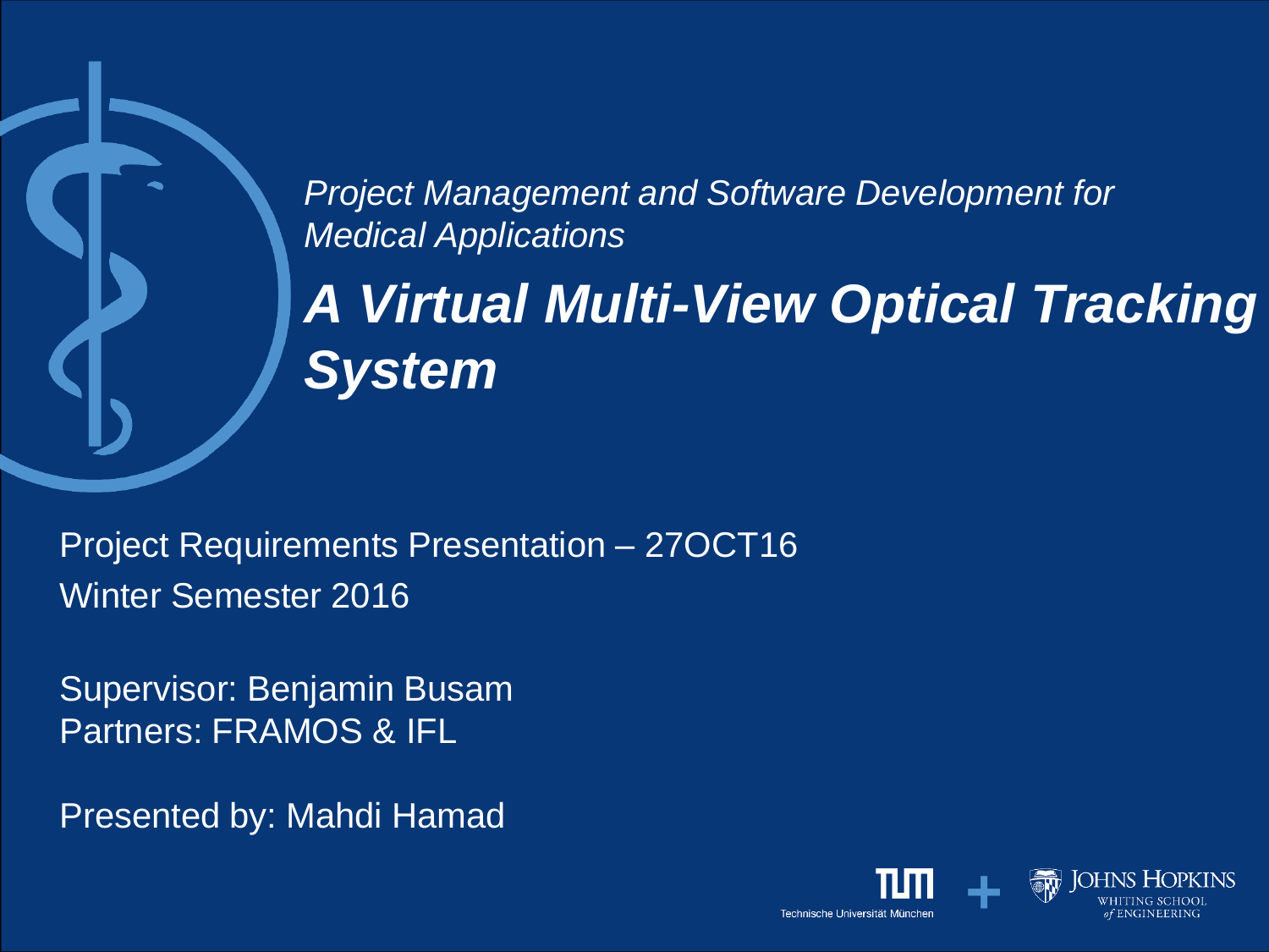*Project Management and Software Development for Medical Applications*

# *A Virtual Multi-View Optical Tracking System*

Project Requirements Presentation – 27OCT16

Winter Semester 2016

Supervisor: Benjamin Busam

Partners: FRAMOS & IFL

Presented by: Mahdi Hamad

Technische Universität München + Johns Hopkins Whiting School of Engineering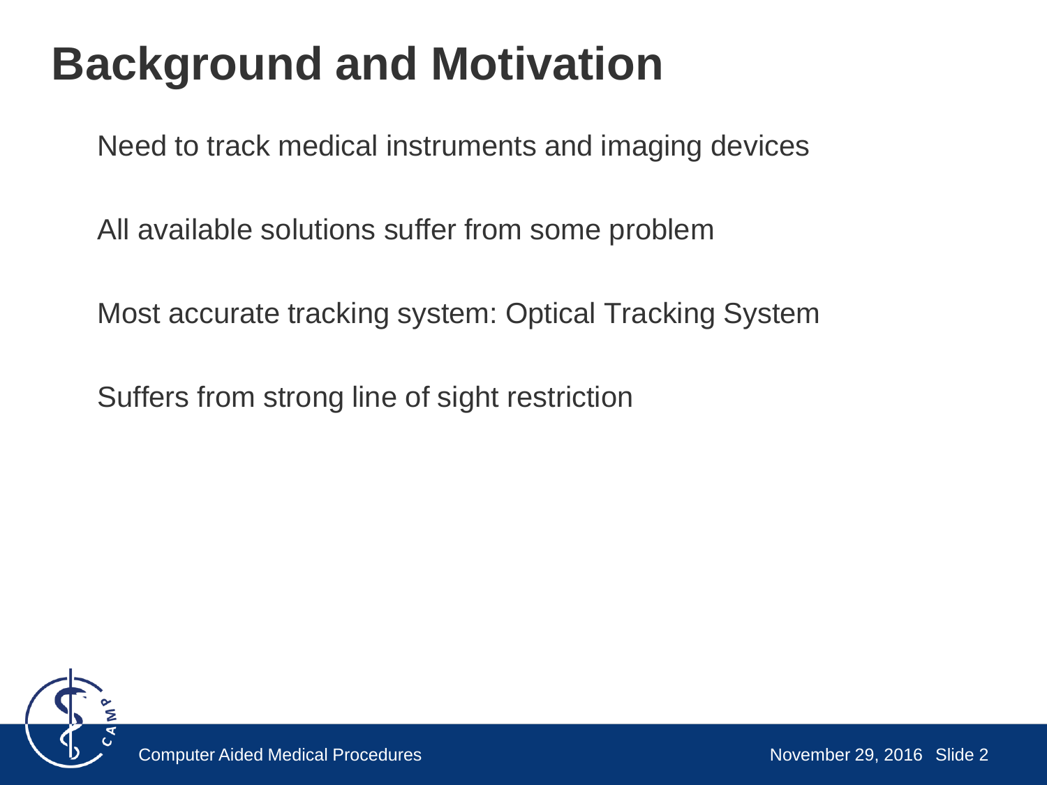# Background and Motivation

Need to track medical instruments and imaging devices

All available solutions suffer from some problem

Most accurate tracking system: Optical Tracking System

Suffers from strong line of sight restriction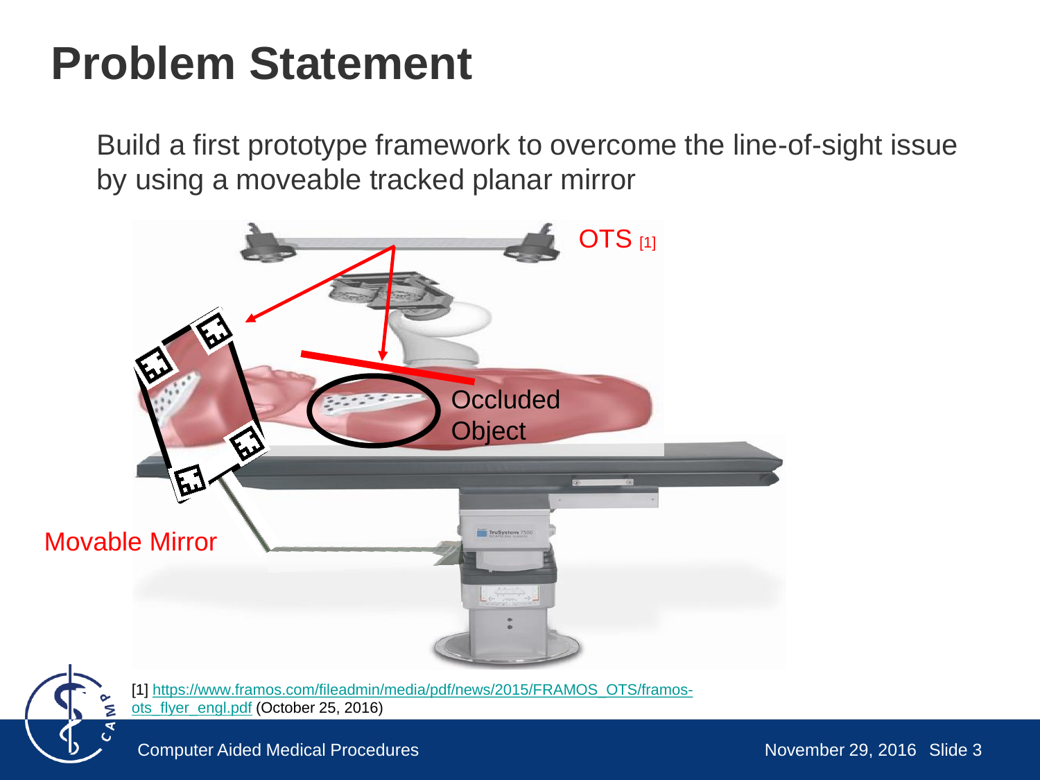# Problem Statement

Build a first prototype framework to overcome the line-of-sight issue by using a moveable tracked planar mirror

OTS [1]

Occluded Object

Movable Mirror

[1] https://www.framos.com/fileadmin/media/pdf/news/2015/FRAMOS_OTS/framos-ots_flyer_engl.pdf (October 25, 2016)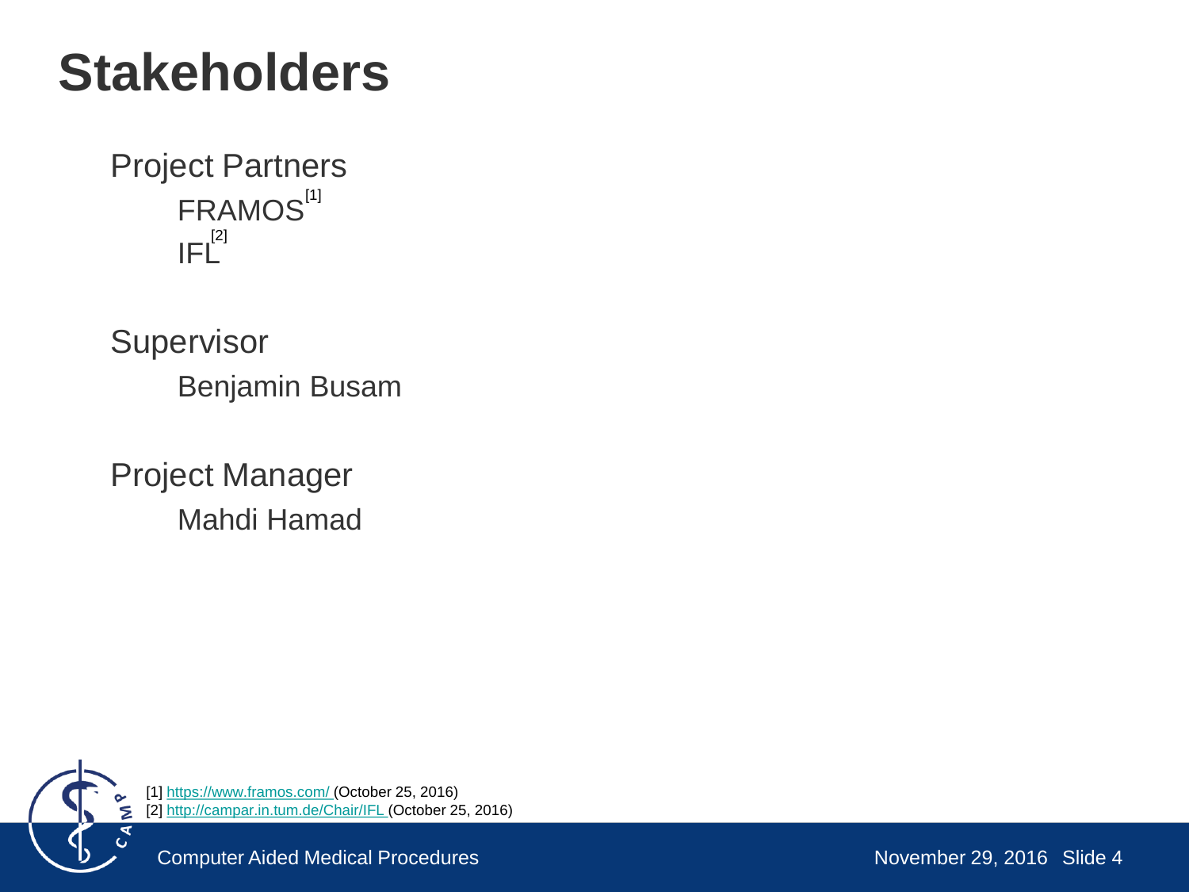# Stakeholders

Project Partners

- FRAMOS[1]
- IFL[2]

Supervisor

- Benjamin Busam

Project Manager

- Mahdi Hamad

[1] https://www.framos.com/ (October 25, 2016)
[2] http://campar.in.tum.de/Chair/IFL (October 25, 2016)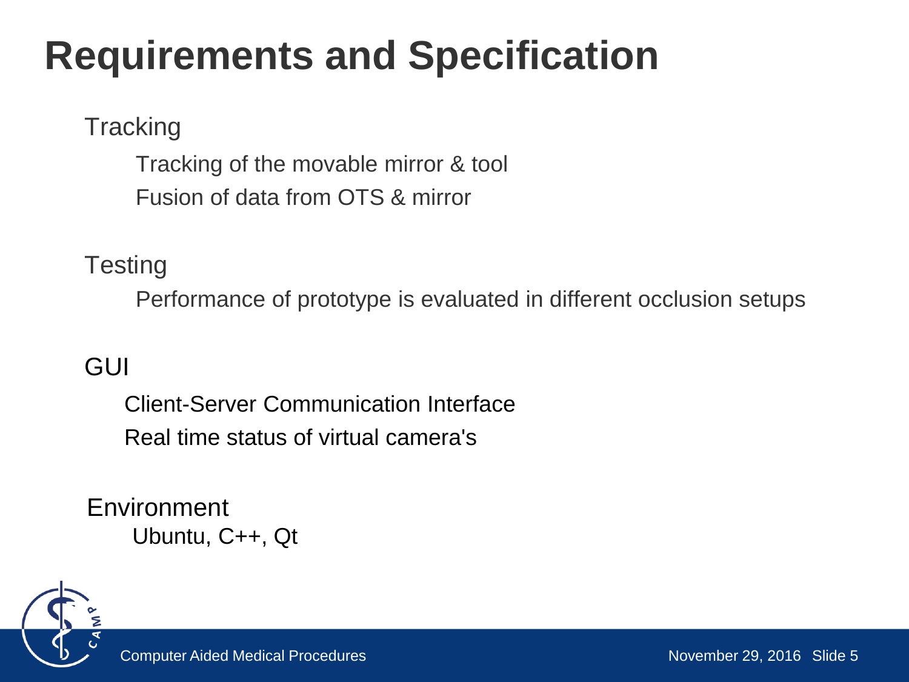# Requirements and Specification

Tracking

- Tracking of the movable mirror & tool
- Fusion of data from OTS & mirror

Testing

- Performance of prototype is evaluated in different occlusion setups

GUI

- Client-Server Communication Interface
- Real time status of virtual camera's

Environment

- Ubuntu, C++, Qt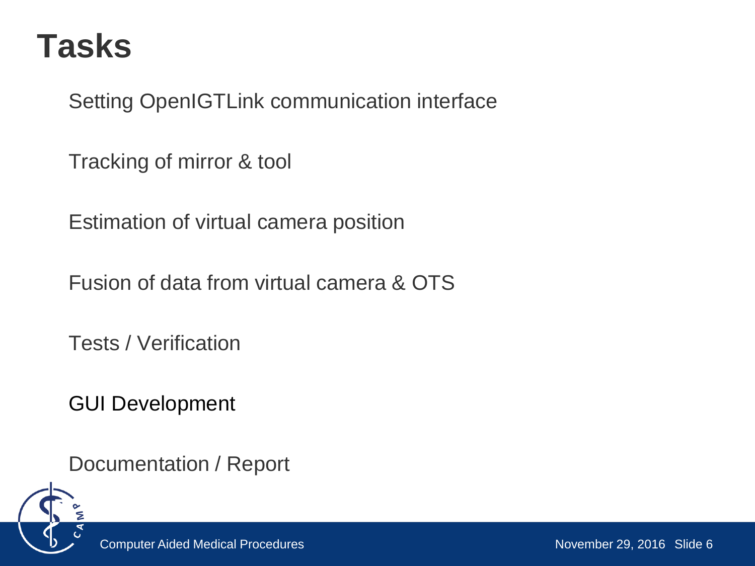# Tasks

Setting OpenIGTLink communication interface

Tracking of mirror & tool

Estimation of virtual camera position

Fusion of data from virtual camera & OTS

Tests / Verification

GUI Development

Documentation / Report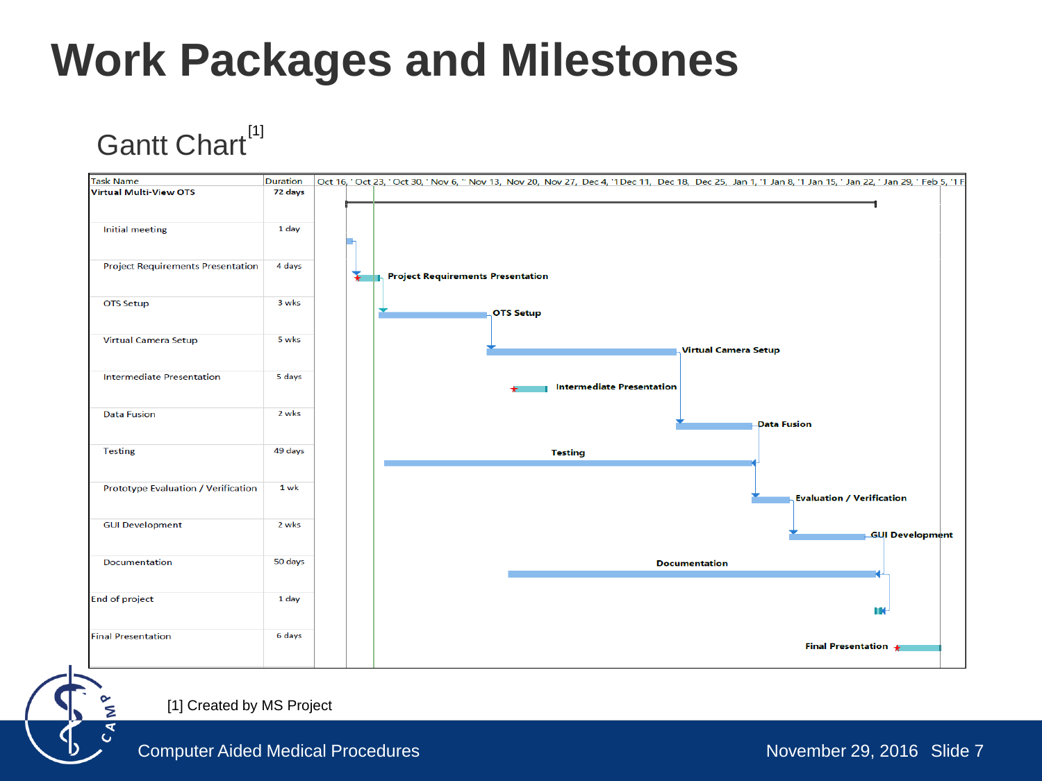# Work Packages and Milestones

## Gantt Chart[1]

| Task Name | Duration |
|---|---|
| Virtual Multi-View OTS | 72 days |
| Initial meeting | 1 day |
| Project Requirements Presentation | 4 days |
| OTS Setup | 3 wks |
| Virtual Camera Setup | 5 wks |
| Intermediate Presentation | 5 days |
| Data Fusion | 2 wks |
| Testing | 49 days |
| Prototype Evaluation / Verification | 1 wk |
| GUI Development | 2 wks |
| Documentation | 50 days |
| End of project | 1 day |
| Final Presentation | 6 days |

Oct 16, ' Oct 23, ' Oct 30, ' Nov 6, ' Nov 13, Nov 20, Nov 27, Dec 4, '1 Dec 11, Dec 18, Dec 25, Jan 1, '1 Jan 8, '1 Jan 15, ' Jan 22, ' Jan 29, ' Feb 5, '1 F

Project Requirements Presentation

OTS Setup

Virtual Camera Setup

Intermediate Presentation

Data Fusion

Testing

Evaluation / Verification

GUI Development

Documentation

Final Presentation

[1] Created by MS Project